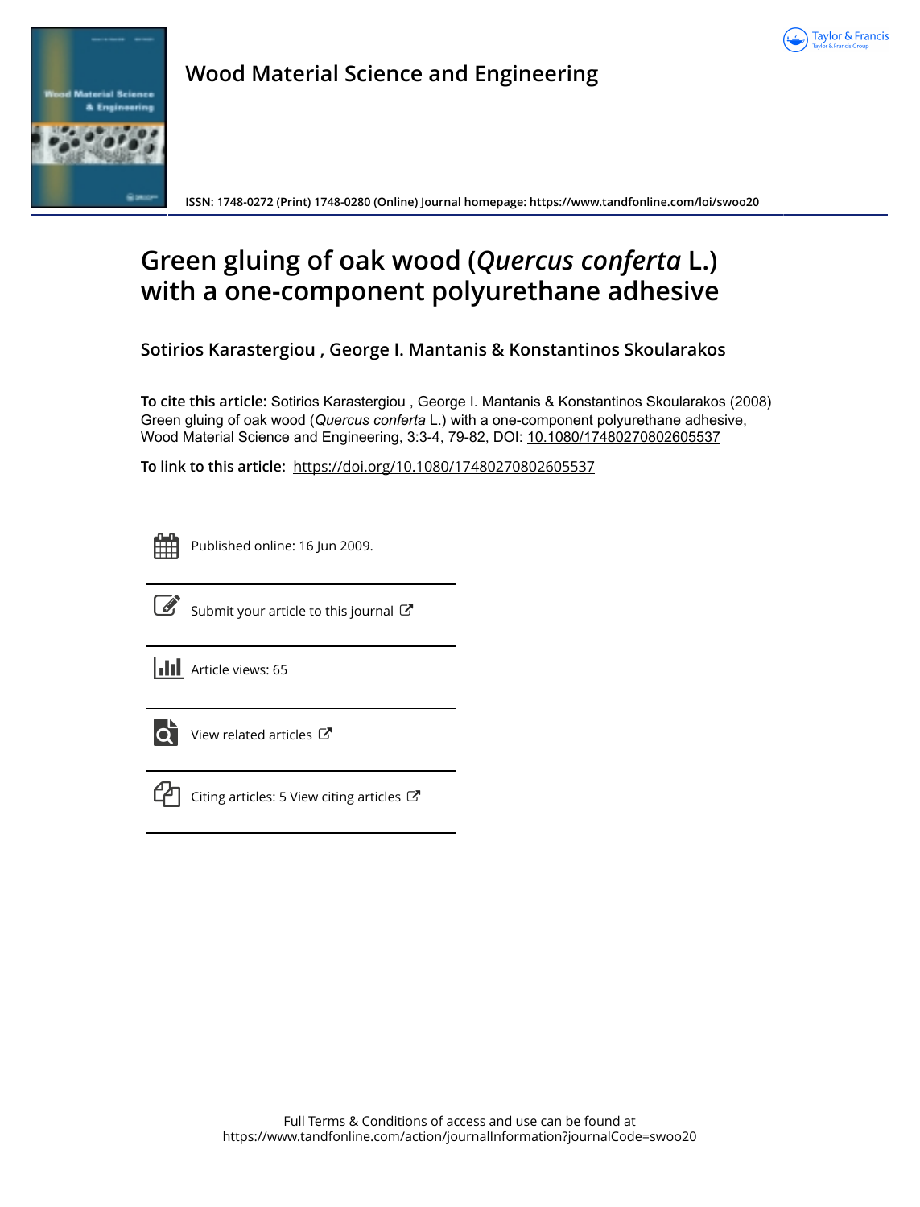Wood Material Science and Engineering

ISSN: 1748-0272 (Print) 1748-0280 (Online) Journal homepage: https://www.tandfonline.com/loi/swoo20

# Green gluing of oak wood (*Quercus conferta* L.) with a one-component polyurethane adhesive

**Sotirios Karastergiou , George I. Mantanis & Konstantinos Skoularakos**

**To cite this article:** Sotirios Karastergiou , George I. Mantanis & Konstantinos Skoularakos (2008) Green gluing of oak wood (*Quercus conferta* L.) with a one-component polyurethane adhesive, Wood Material Science and Engineering, 3:3-4, 79-82, DOI: 10.1080/17480270802605537

**To link to this article:** https://doi.org/10.1080/17480270802605537

Published online: 16 Jun 2009.

Submit your article to this journal

Article views: 65

View related articles

Citing articles: 5 View citing articles

Full Terms & Conditions of access and use can be found at
https://www.tandfonline.com/action/journalInformation?journalCode=swoo20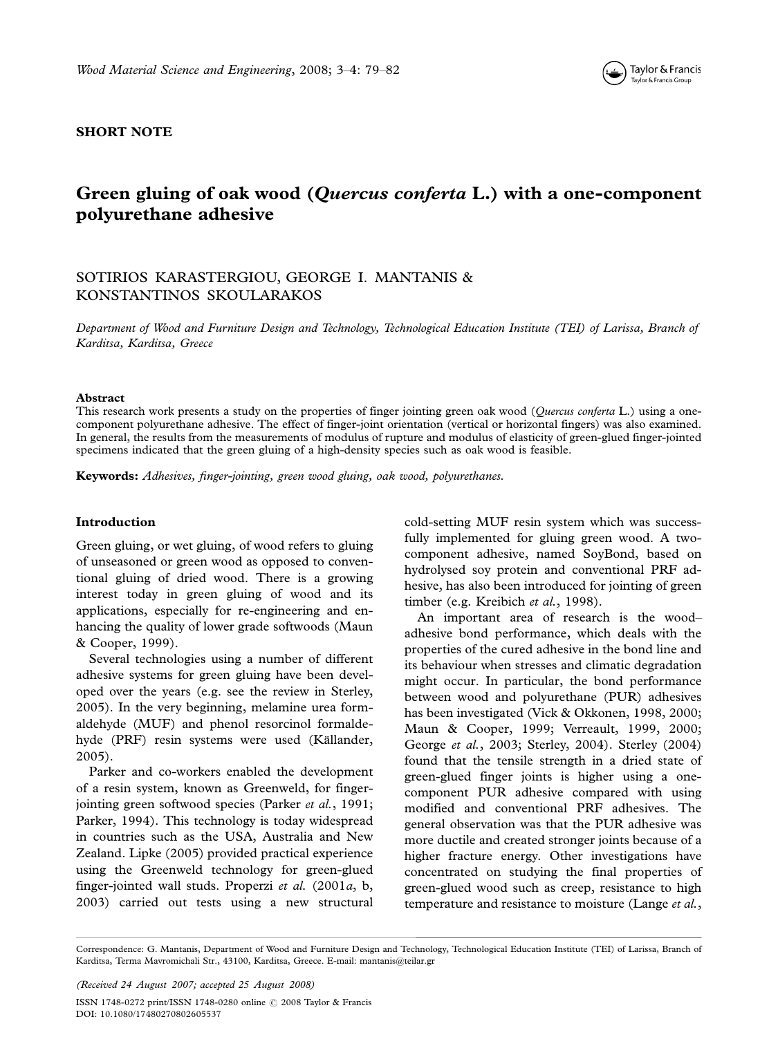SHORT NOTE

# Green gluing of oak wood (*Quercus conferta* L.) with a one-component polyurethane adhesive

SOTIRIOS KARASTERGIOU, GEORGE I. MANTANIS & KONSTANTINOS SKOULARAKOS

*Department of Wood and Furniture Design and Technology, Technological Education Institute (TEI) of Larissa, Branch of Karditsa, Karditsa, Greece*

### Abstract

This research work presents a study on the properties of finger jointing green oak wood (*Quercus conferta* L.) using a one-component polyurethane adhesive. The effect of finger-joint orientation (vertical or horizontal fingers) was also examined. In general, the results from the measurements of modulus of rupture and modulus of elasticity of green-glued finger-jointed specimens indicated that the green gluing of a high-density species such as oak wood is feasible.

**Keywords:** *Adhesives, finger-jointing, green wood gluing, oak wood, polyurethanes.*

## Introduction

Green gluing, or wet gluing, of wood refers to gluing of unseasoned or green wood as opposed to conventional gluing of dried wood. There is a growing interest today in green gluing of wood and its applications, especially for re-engineering and enhancing the quality of lower grade softwoods (Maun & Cooper, 1999).

Several technologies using a number of different adhesive systems for green gluing have been developed over the years (e.g. see the review in Sterley, 2005). In the very beginning, melamine urea formaldehyde (MUF) and phenol resorcinol formaldehyde (PRF) resin systems were used (Källander, 2005).

Parker and co-workers enabled the development of a resin system, known as Greenweld, for finger-jointing green softwood species (Parker *et al.*, 1991; Parker, 1994). This technology is today widespread in countries such as the USA, Australia and New Zealand. Lipke (2005) provided practical experience using the Greenweld technology for green-glued finger-jointed wall studs. Properzi *et al.* (2001*a*, b, 2003) carried out tests using a new structural cold-setting MUF resin system which was successfully implemented for gluing green wood. A two-component adhesive, named SoyBond, based on hydrolysed soy protein and conventional PRF adhesive, has also been introduced for jointing of green timber (e.g. Kreibich *et al.*, 1998).

An important area of research is the wood–adhesive bond performance, which deals with the properties of the cured adhesive in the bond line and its behaviour when stresses and climatic degradation might occur. In particular, the bond performance between wood and polyurethane (PUR) adhesives has been investigated (Vick & Okkonen, 1998, 2000; Maun & Cooper, 1999; Verreault, 1999, 2000; George *et al.*, 2003; Sterley, 2004). Sterley (2004) found that the tensile strength in a dried state of green-glued finger joints is higher using a one-component PUR adhesive compared with using modified and conventional PRF adhesives. The general observation was that the PUR adhesive was more ductile and created stronger joints because of a higher fracture energy. Other investigations have concentrated on studying the final properties of green-glued wood such as creep, resistance to high temperature and resistance to moisture (Lange *et al.*,

Correspondence: G. Mantanis, Department of Wood and Furniture Design and Technology, Technological Education Institute (TEI) of Larissa, Branch of Karditsa, Terma Mavromichali Str., 43100, Karditsa, Greece. E-mail: mantanis@teilar.gr

(Received 24 August 2007; accepted 25 August 2008)

ISSN 1748-0272 print/ISSN 1748-0280 online © 2008 Taylor & Francis
DOI: 10.1080/17480270802605537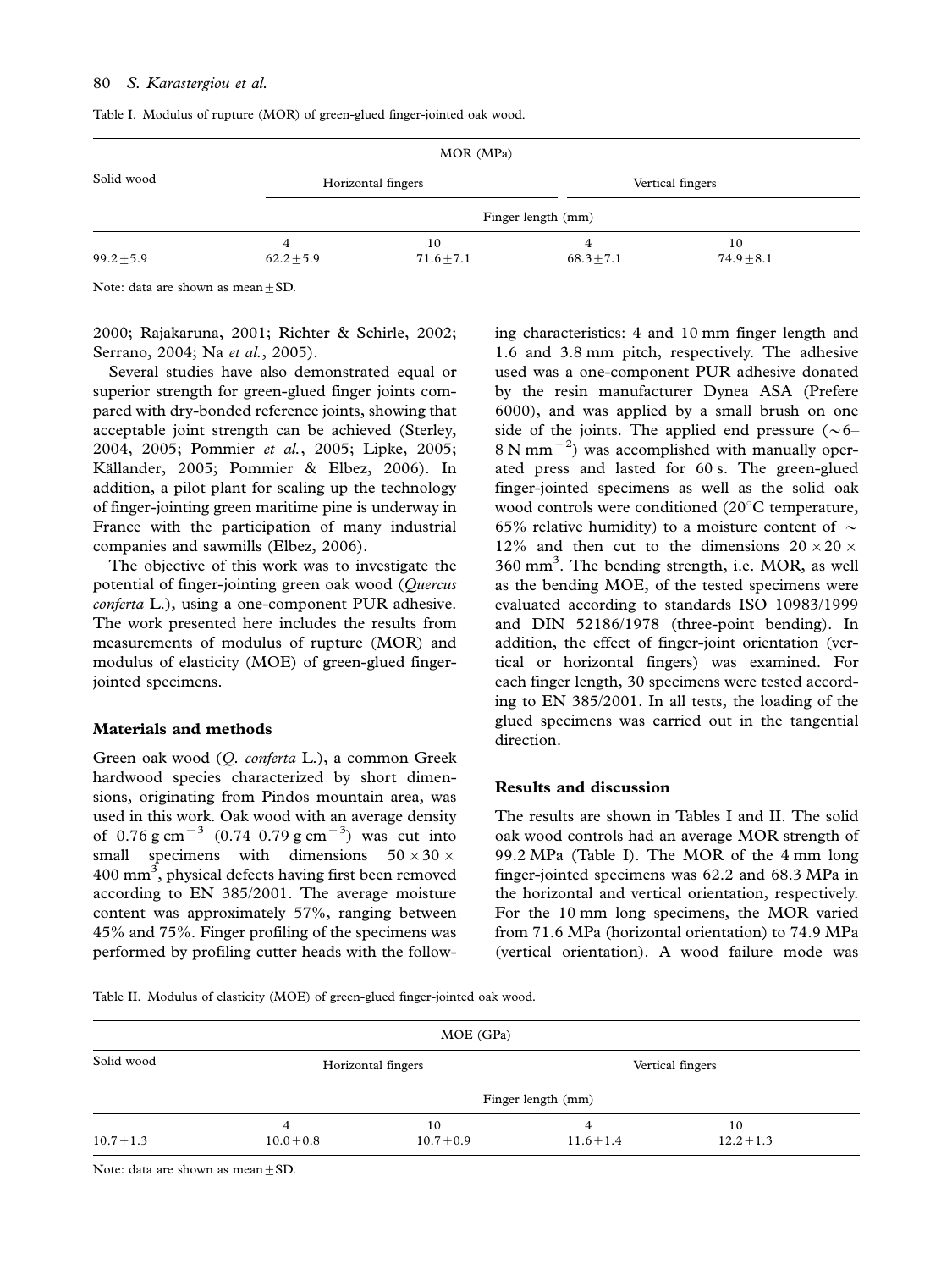Table I. Modulus of rupture (MOR) of green-glued finger-jointed oak wood.

| Solid wood | MOR (MPa) | | | |
|---|---|---|---|---|
| | Horizontal fingers | | Vertical fingers | |
| | Finger length (mm) | | | |
| | 4 | 10 | 4 | 10 |
| 99.2 ± 5.9 | 62.2 ± 5.9 | 71.6 ± 7.1 | 68.3 ± 7.1 | 74.9 ± 8.1 |

Note: data are shown as mean ± SD.

2000; Rajakaruna, 2001; Richter & Schirle, 2002; Serrano, 2004; Na *et al.*, 2005).

Several studies have also demonstrated equal or superior strength for green-glued finger joints compared with dry-bonded reference joints, showing that acceptable joint strength can be achieved (Sterley, 2004, 2005; Pommier *et al.*, 2005; Lipke, 2005; Källander, 2005; Pommier & Elbez, 2006). In addition, a pilot plant for scaling up the technology of finger-jointing green maritime pine is underway in France with the participation of many industrial companies and sawmills (Elbez, 2006).

The objective of this work was to investigate the potential of finger-jointing green oak wood (*Quercus conferta* L.), using a one-component PUR adhesive. The work presented here includes the results from measurements of modulus of rupture (MOR) and modulus of elasticity (MOE) of green-glued finger-jointed specimens.

## Materials and methods

Green oak wood (*Q. conferta* L.), a common Greek hardwood species characterized by short dimensions, originating from Pindos mountain area, was used in this work. Oak wood with an average density of 0.76 g cm$^{-3}$ (0.74–0.79 g cm$^{-3}$) was cut into small specimens with dimensions $50 \times 30 \times 400$ mm$^3$, physical defects having first been removed according to EN 385/2001. The average moisture content was approximately 57%, ranging between 45% and 75%. Finger profiling of the specimens was performed by profiling cutter heads with the following characteristics: 4 and 10 mm finger length and 1.6 and 3.8 mm pitch, respectively. The adhesive used was a one-component PUR adhesive donated by the resin manufacturer Dynea ASA (Prefere 6000), and was applied by a small brush on one side of the joints. The applied end pressure (~6–8 N mm$^{-2}$) was accomplished with manually operated press and lasted for 60 s. The green-glued finger-jointed specimens as well as the solid oak wood controls were conditioned (20°C temperature, 65% relative humidity) to a moisture content of ~ 12% and then cut to the dimensions $20 \times 20 \times 360$ mm$^3$. The bending strength, i.e. MOR, as well as the bending MOE, of the tested specimens were evaluated according to standards ISO 10983/1999 and DIN 52186/1978 (three-point bending). In addition, the effect of finger-joint orientation (vertical or horizontal fingers) was examined. For each finger length, 30 specimens were tested according to EN 385/2001. In all tests, the loading of the glued specimens was carried out in the tangential direction.

## Results and discussion

The results are shown in Tables I and II. The solid oak wood controls had an average MOR strength of 99.2 MPa (Table I). The MOR of the 4 mm long finger-jointed specimens was 62.2 and 68.3 MPa in the horizontal and vertical orientation, respectively. For the 10 mm long specimens, the MOR varied from 71.6 MPa (horizontal orientation) to 74.9 MPa (vertical orientation). A wood failure mode was

Table II. Modulus of elasticity (MOE) of green-glued finger-jointed oak wood.

| Solid wood | MOE (GPa) | | | |
|---|---|---|---|---|
| | Horizontal fingers | | Vertical fingers | |
| | Finger length (mm) | | | |
| | 4 | 10 | 4 | 10 |
| 10.7 ± 1.3 | 10.0 ± 0.8 | 10.7 ± 0.9 | 11.6 ± 1.4 | 12.2 ± 1.3 |

Note: data are shown as mean ± SD.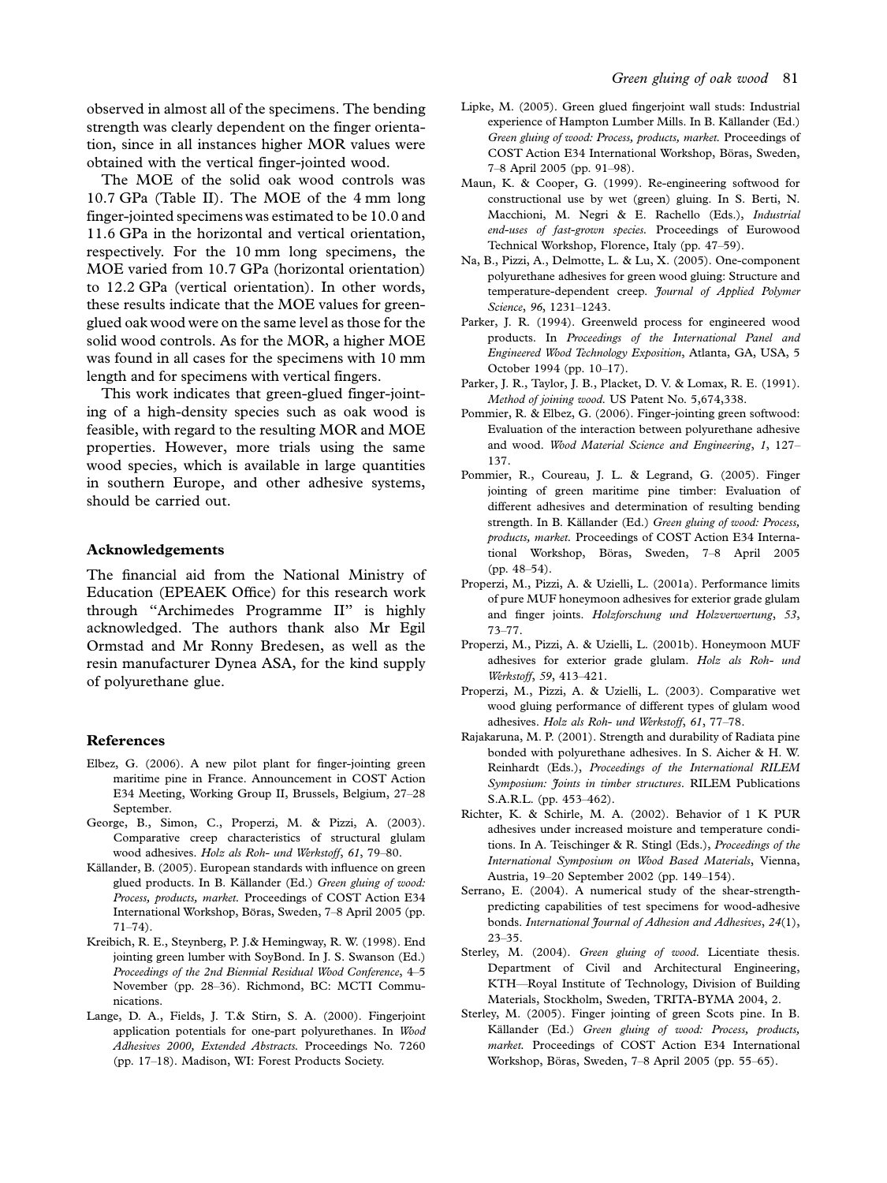observed in almost all of the specimens. The bending strength was clearly dependent on the finger orientation, since in all instances higher MOR values were obtained with the vertical finger-jointed wood.

The MOE of the solid oak wood controls was 10.7 GPa (Table II). The MOE of the 4 mm long finger-jointed specimens was estimated to be 10.0 and 11.6 GPa in the horizontal and vertical orientation, respectively. For the 10 mm long specimens, the MOE varied from 10.7 GPa (horizontal orientation) to 12.2 GPa (vertical orientation). In other words, these results indicate that the MOE values for green-glued oak wood were on the same level as those for the solid wood controls. As for the MOR, a higher MOE was found in all cases for the specimens with 10 mm length and for specimens with vertical fingers.

This work indicates that green-glued finger-jointing of a high-density species such as oak wood is feasible, with regard to the resulting MOR and MOE properties. However, more trials using the same wood species, which is available in large quantities in southern Europe, and other adhesive systems, should be carried out.

## Acknowledgements

The financial aid from the National Ministry of Education (EPEAEK Office) for this research work through "Archimedes Programme II" is highly acknowledged. The authors thank also Mr Egil Ormstad and Mr Ronny Bredesen, as well as the resin manufacturer Dynea ASA, for the kind supply of polyurethane glue.

## References

Elbez, G. (2006). A new pilot plant for finger-jointing green maritime pine in France. Announcement in COST Action E34 Meeting, Working Group II, Brussels, Belgium, 27–28 September.

George, B., Simon, C., Properzi, M. & Pizzi, A. (2003). Comparative creep characteristics of structural glulam wood adhesives. *Holz als Roh- und Werkstoff*, *61*, 79–80.

Källander, B. (2005). European standards with influence on green glued products. In B. Källander (Ed.) *Green gluing of wood: Process, products, market.* Proceedings of COST Action E34 International Workshop, Böras, Sweden, 7–8 April 2005 (pp. 71–74).

Kreibich, R. E., Steynberg, P. J.& Hemingway, R. W. (1998). End jointing green lumber with SoyBond. In J. S. Swanson (Ed.) *Proceedings of the 2nd Biennial Residual Wood Conference*, 4–5 November (pp. 28–36). Richmond, BC: MCTI Communications.

Lange, D. A., Fields, J. T.& Stirn, S. A. (2000). Fingerjoint application potentials for one-part polyurethanes. In *Wood Adhesives 2000, Extended Abstracts.* Proceedings No. 7260 (pp. 17–18). Madison, WI: Forest Products Society.

Lipke, M. (2005). Green glued fingerjoint wall studs: Industrial experience of Hampton Lumber Mills. In B. Källander (Ed.) *Green gluing of wood: Process, products, market.* Proceedings of COST Action E34 International Workshop, Böras, Sweden, 7–8 April 2005 (pp. 91–98).

Maun, K. & Cooper, G. (1999). Re-engineering softwood for constructional use by wet (green) gluing. In S. Berti, N. Macchioni, M. Negri & E. Rachello (Eds.), *Industrial end-uses of fast-grown species.* Proceedings of Eurowood Technical Workshop, Florence, Italy (pp. 47–59).

Na, B., Pizzi, A., Delmotte, L. & Lu, X. (2005). One-component polyurethane adhesives for green wood gluing: Structure and temperature-dependent creep. *Journal of Applied Polymer Science*, *96*, 1231–1243.

Parker, J. R. (1994). Greenweld process for engineered wood products. In *Proceedings of the International Panel and Engineered Wood Technology Exposition*, Atlanta, GA, USA, 5 October 1994 (pp. 10–17).

Parker, J. R., Taylor, J. B., Placket, D. V. & Lomax, R. E. (1991). *Method of joining wood.* US Patent No. 5,674,338.

Pommier, R. & Elbez, G. (2006). Finger-jointing green softwood: Evaluation of the interaction between polyurethane adhesive and wood. *Wood Material Science and Engineering*, *1*, 127–137.

Pommier, R., Coureau, J. L. & Legrand, G. (2005). Finger jointing of green maritime pine timber: Evaluation of different adhesives and determination of resulting bending strength. In B. Källander (Ed.) *Green gluing of wood: Process, products, market.* Proceedings of COST Action E34 International Workshop, Böras, Sweden, 7–8 April 2005 (pp. 48–54).

Properzi, M., Pizzi, A. & Uzielli, L. (2001a). Performance limits of pure MUF honeymoon adhesives for exterior grade glulam and finger joints. *Holzforschung und Holzverwertung*, *53*, 73–77.

Properzi, M., Pizzi, A. & Uzielli, L. (2001b). Honeymoon MUF adhesives for exterior grade glulam. *Holz als Roh- und Werkstoff*, *59*, 413–421.

Properzi, M., Pizzi, A. & Uzielli, L. (2003). Comparative wet wood gluing performance of different types of glulam wood adhesives. *Holz als Roh- und Werkstoff*, *61*, 77–78.

Rajakaruna, M. P. (2001). Strength and durability of Radiata pine bonded with polyurethane adhesives. In S. Aicher & H. W. Reinhardt (Eds.), *Proceedings of the International RILEM Symposium: Joints in timber structures*. RILEM Publications S.A.R.L. (pp. 453–462).

Richter, K. & Schirle, M. A. (2002). Behavior of 1 K PUR adhesives under increased moisture and temperature conditions. In A. Teischinger & R. Stingl (Eds.), *Proceedings of the International Symposium on Wood Based Materials*, Vienna, Austria, 19–20 September 2002 (pp. 149–154).

Serrano, E. (2004). A numerical study of the shear-strength-predicting capabilities of test specimens for wood-adhesive bonds. *International Journal of Adhesion and Adhesives*, *24*(1), 23–35.

Sterley, M. (2004). *Green gluing of wood.* Licentiate thesis. Department of Civil and Architectural Engineering, KTH—Royal Institute of Technology, Division of Building Materials, Stockholm, Sweden, TRITA-BYMA 2004, 2.

Sterley, M. (2005). Finger jointing of green Scots pine. In B. Källander (Ed.) *Green gluing of wood: Process, products, market.* Proceedings of COST Action E34 International Workshop, Böras, Sweden, 7–8 April 2005 (pp. 55–65).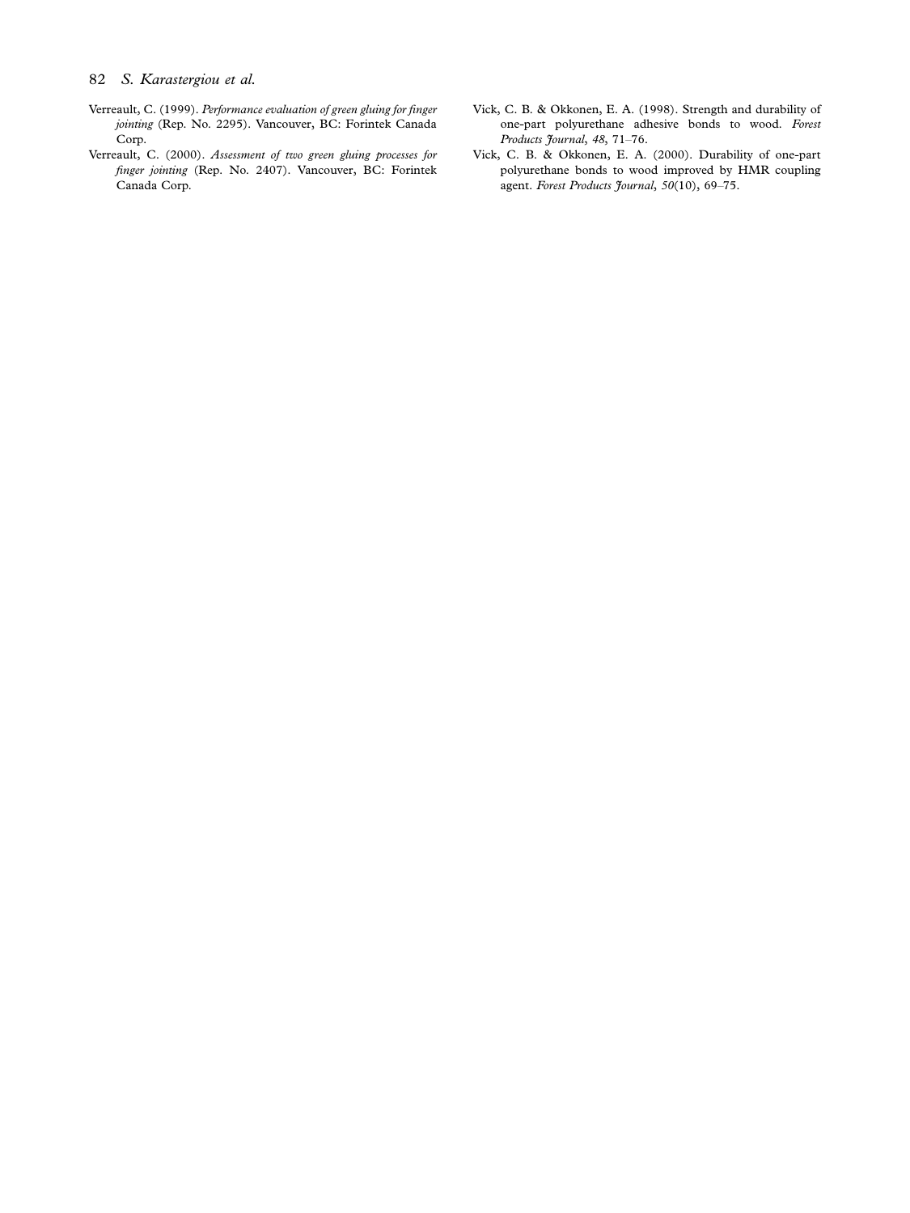Verreault, C. (1999). *Performance evaluation of green gluing for finger jointing* (Rep. No. 2295). Vancouver, BC: Forintek Canada Corp.

Verreault, C. (2000). *Assessment of two green gluing processes for finger jointing* (Rep. No. 2407). Vancouver, BC: Forintek Canada Corp.

Vick, C. B. & Okkonen, E. A. (1998). Strength and durability of one-part polyurethane adhesive bonds to wood. *Forest Products Journal*, *48*, 71–76.

Vick, C. B. & Okkonen, E. A. (2000). Durability of one-part polyurethane bonds to wood improved by HMR coupling agent. *Forest Products Journal*, *50*(10), 69–75.